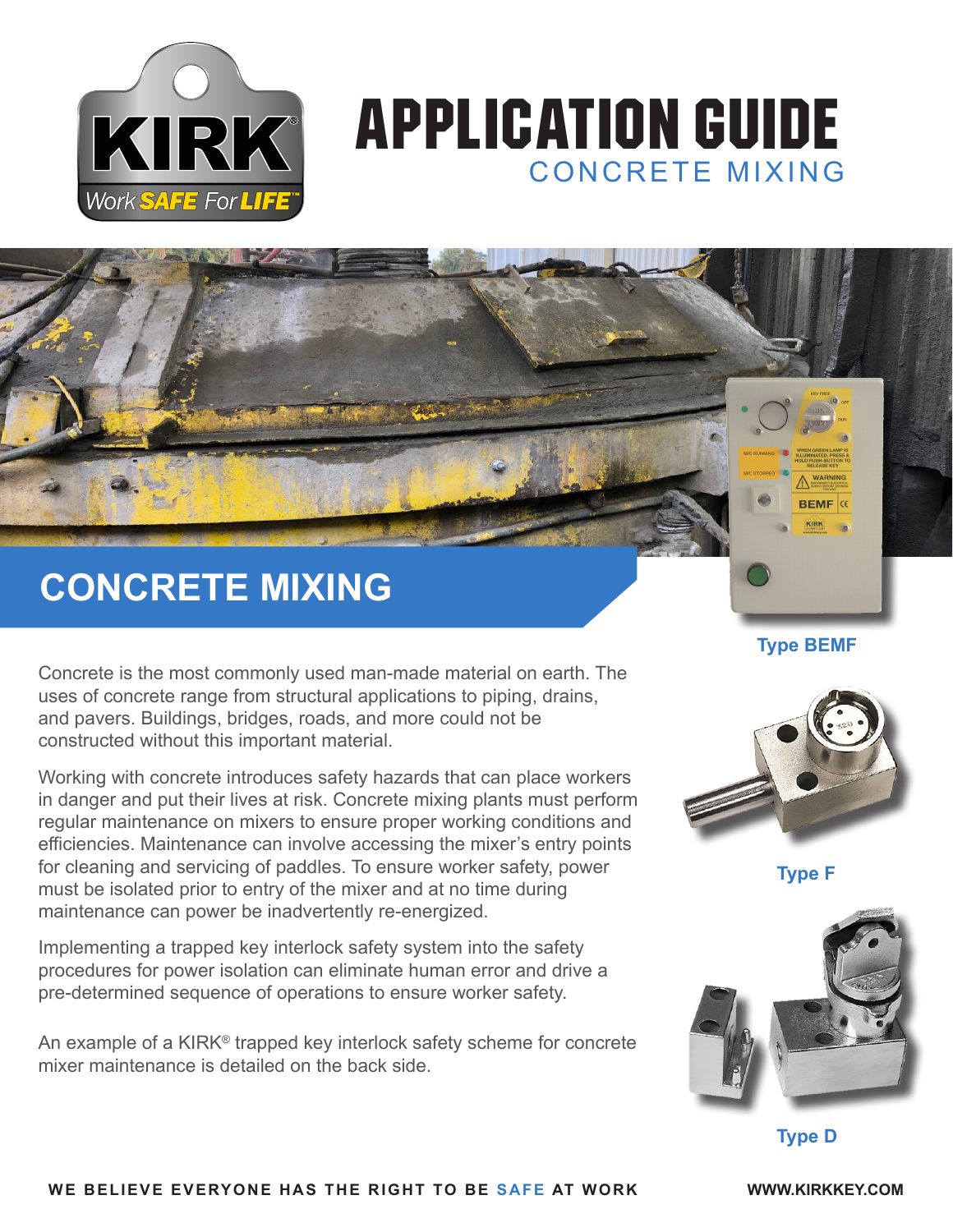# APPLICATION GUIDE

CONCRETE MIXING

## CONCRETE MIXING

Concrete is the most commonly used man-made material on earth. The uses of concrete range from structural applications to piping, drains, and pavers. Buildings, bridges, roads, and more could not be constructed without this important material.

Working with concrete introduces safety hazards that can place workers in danger and put their lives at risk. Concrete mixing plants must perform regular maintenance on mixers to ensure proper working conditions and efficiencies. Maintenance can involve accessing the mixer's entry points for cleaning and servicing of paddles. To ensure worker safety, power must be isolated prior to entry of the mixer and at no time during maintenance can power be inadvertently re-energized.

Implementing a trapped key interlock safety system into the safety procedures for power isolation can eliminate human error and drive a pre-determined sequence of operations to ensure worker safety.

An example of a KIRK® trapped key interlock safety scheme for concrete mixer maintenance is detailed on the back side.

Type BEMF

Type F

Type D

WE BELIEVE EVERYONE HAS THE RIGHT TO BE SAFE AT WORK

WWW.KIRKKEY.COM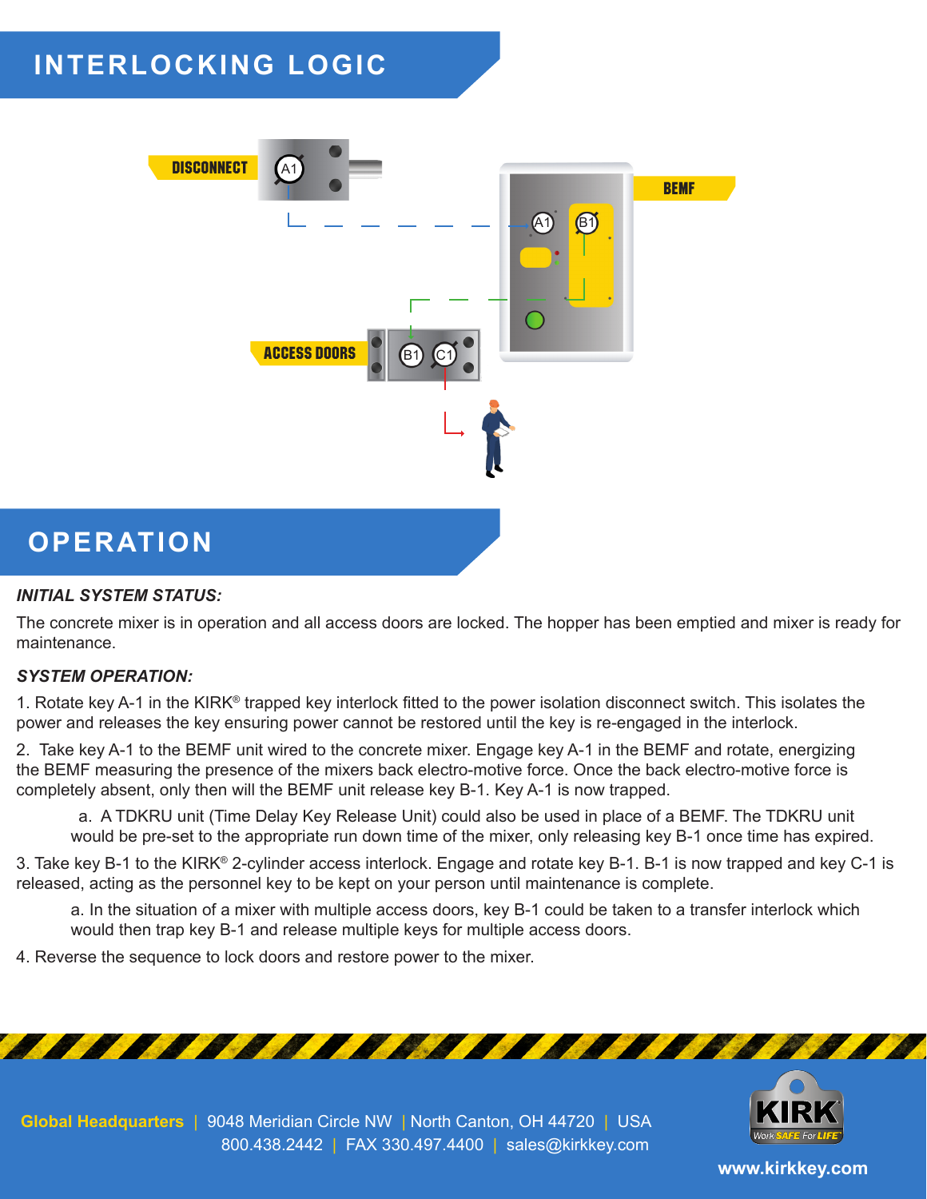## INTERLOCKING LOGIC

DISCONNECT

A1

BEMF

A1

B1

ACCESS DOORS

B1

C1

## OPERATION

***INITIAL SYSTEM STATUS:***

The concrete mixer is in operation and all access doors are locked. The hopper has been emptied and mixer is ready for maintenance.

***SYSTEM OPERATION:***

1. Rotate key A-1 in the KIRK® trapped key interlock fitted to the power isolation disconnect switch. This isolates the power and releases the key ensuring power cannot be restored until the key is re-engaged in the interlock.

2. Take key A-1 to the BEMF unit wired to the concrete mixer. Engage key A-1 in the BEMF and rotate, energizing the BEMF measuring the presence of the mixers back electro-motive force. Once the back electro-motive force is completely absent, only then will the BEMF unit release key B-1. Key A-1 is now trapped.

   a. A TDKRU unit (Time Delay Key Release Unit) could also be used in place of a BEMF. The TDKRU unit would be pre-set to the appropriate run down time of the mixer, only releasing key B-1 once time has expired.

3. Take key B-1 to the KIRK® 2-cylinder access interlock. Engage and rotate key B-1. B-1 is now trapped and key C-1 is released, acting as the personnel key to be kept on your person until maintenance is complete.

   a. In the situation of a mixer with multiple access doors, key B-1 could be taken to a transfer interlock which would then trap key B-1 and release multiple keys for multiple access doors.

4. Reverse the sequence to lock doors and restore power to the mixer.

**Global Headquarters** | 9048 Meridian Circle NW | North Canton, OH 44720 | USA
800.438.2442 | FAX 330.497.4400 | sales@kirkkey.com

KIRK Work SAFE For LIFE

**www.kirkkey.com**